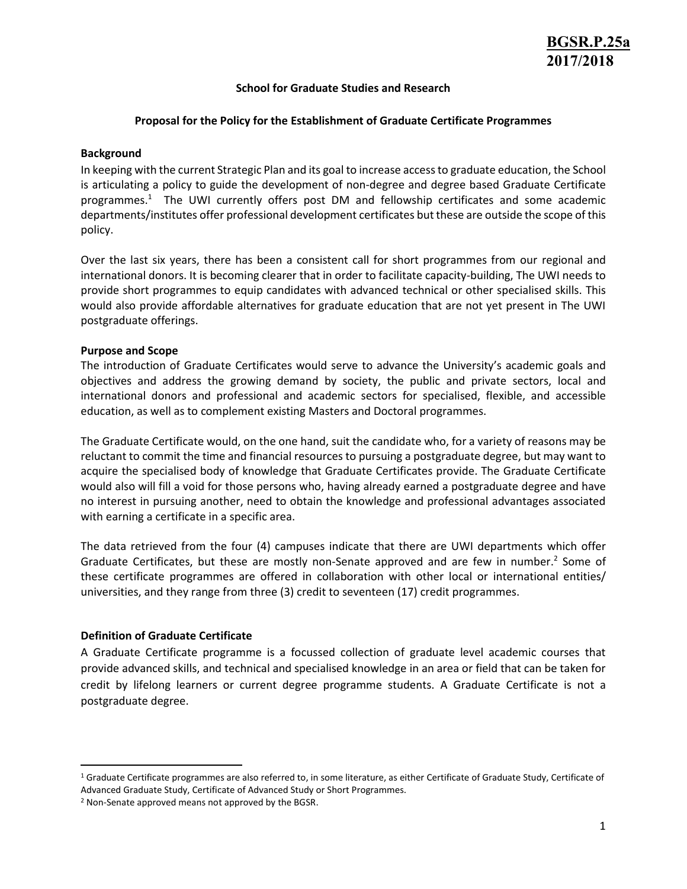**BGSR.P.25a**
**2017/2018**

**School for Graduate Studies and Research**

**Proposal for the Policy for the Establishment of Graduate Certificate Programmes**

**Background**

In keeping with the current Strategic Plan and its goal to increase access to graduate education, the School is articulating a policy to guide the development of non-degree and degree based Graduate Certificate programmes.[1] The UWI currently offers post DM and fellowship certificates and some academic departments/institutes offer professional development certificates but these are outside the scope of this policy.

Over the last six years, there has been a consistent call for short programmes from our regional and international donors. It is becoming clearer that in order to facilitate capacity-building, The UWI needs to provide short programmes to equip candidates with advanced technical or other specialised skills. This would also provide affordable alternatives for graduate education that are not yet present in The UWI postgraduate offerings.

**Purpose and Scope**

The introduction of Graduate Certificates would serve to advance the University's academic goals and objectives and address the growing demand by society, the public and private sectors, local and international donors and professional and academic sectors for specialised, flexible, and accessible education, as well as to complement existing Masters and Doctoral programmes.

The Graduate Certificate would, on the one hand, suit the candidate who, for a variety of reasons may be reluctant to commit the time and financial resources to pursuing a postgraduate degree, but may want to acquire the specialised body of knowledge that Graduate Certificates provide. The Graduate Certificate would also will fill a void for those persons who, having already earned a postgraduate degree and have no interest in pursuing another, need to obtain the knowledge and professional advantages associated with earning a certificate in a specific area.

The data retrieved from the four (4) campuses indicate that there are UWI departments which offer Graduate Certificates, but these are mostly non-Senate approved and are few in number.[2] Some of these certificate programmes are offered in collaboration with other local or international entities/ universities, and they range from three (3) credit to seventeen (17) credit programmes.

**Definition of Graduate Certificate**

A Graduate Certificate programme is a focussed collection of graduate level academic courses that provide advanced skills, and technical and specialised knowledge in an area or field that can be taken for credit by lifelong learners or current degree programme students. A Graduate Certificate is not a postgraduate degree.

---

[1] Graduate Certificate programmes are also referred to, in some literature, as either Certificate of Graduate Study, Certificate of Advanced Graduate Study, Certificate of Advanced Study or Short Programmes.

[2] Non-Senate approved means not approved by the BGSR.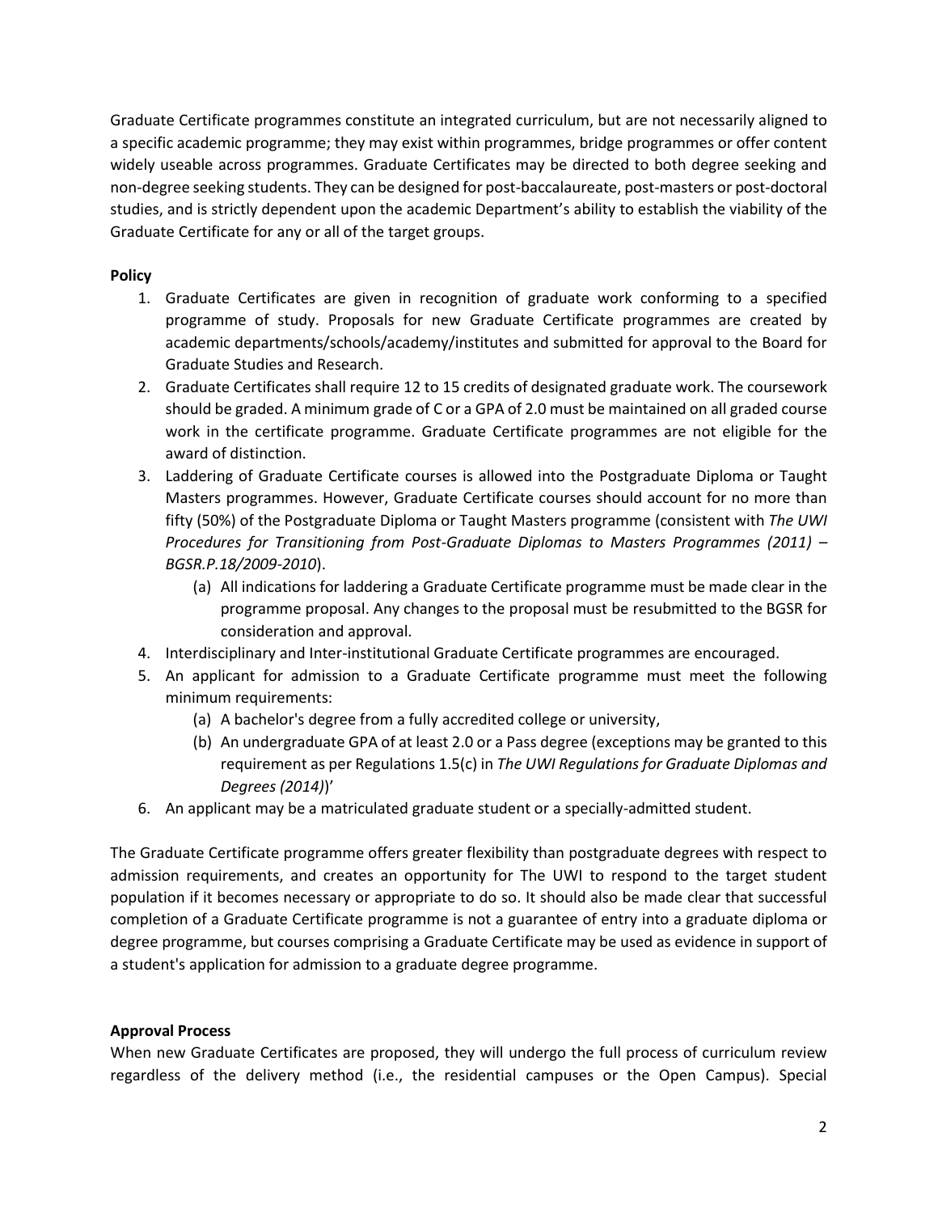Graduate Certificate programmes constitute an integrated curriculum, but are not necessarily aligned to a specific academic programme; they may exist within programmes, bridge programmes or offer content widely useable across programmes. Graduate Certificates may be directed to both degree seeking and non-degree seeking students. They can be designed for post-baccalaureate, post-masters or post-doctoral studies, and is strictly dependent upon the academic Department's ability to establish the viability of the Graduate Certificate for any or all of the target groups.

**Policy**

1. Graduate Certificates are given in recognition of graduate work conforming to a specified programme of study. Proposals for new Graduate Certificate programmes are created by academic departments/schools/academy/institutes and submitted for approval to the Board for Graduate Studies and Research.
2. Graduate Certificates shall require 12 to 15 credits of designated graduate work. The coursework should be graded. A minimum grade of C or a GPA of 2.0 must be maintained on all graded course work in the certificate programme. Graduate Certificate programmes are not eligible for the award of distinction.
3. Laddering of Graduate Certificate courses is allowed into the Postgraduate Diploma or Taught Masters programmes. However, Graduate Certificate courses should account for no more than fifty (50%) of the Postgraduate Diploma or Taught Masters programme (consistent with *The UWI Procedures for Transitioning from Post-Graduate Diplomas to Masters Programmes (2011) – BGSR.P.18/2009-2010*).
    (a) All indications for laddering a Graduate Certificate programme must be made clear in the programme proposal. Any changes to the proposal must be resubmitted to the BGSR for consideration and approval.
4. Interdisciplinary and Inter-institutional Graduate Certificate programmes are encouraged.
5. An applicant for admission to a Graduate Certificate programme must meet the following minimum requirements:
    (a) A bachelor's degree from a fully accredited college or university,
    (b) An undergraduate GPA of at least 2.0 or a Pass degree (exceptions may be granted to this requirement as per Regulations 1.5(c) in *The UWI Regulations for Graduate Diplomas and Degrees (2014)*)'
6. An applicant may be a matriculated graduate student or a specially-admitted student.

The Graduate Certificate programme offers greater flexibility than postgraduate degrees with respect to admission requirements, and creates an opportunity for The UWI to respond to the target student population if it becomes necessary or appropriate to do so. It should also be made clear that successful completion of a Graduate Certificate programme is not a guarantee of entry into a graduate diploma or degree programme, but courses comprising a Graduate Certificate may be used as evidence in support of a student's application for admission to a graduate degree programme.

**Approval Process**

When new Graduate Certificates are proposed, they will undergo the full process of curriculum review regardless of the delivery method (i.e., the residential campuses or the Open Campus). Special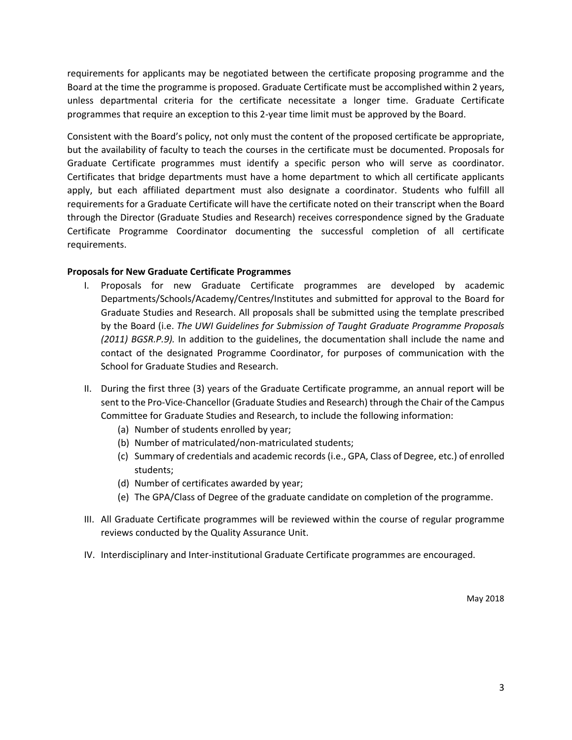requirements for applicants may be negotiated between the certificate proposing programme and the Board at the time the programme is proposed. Graduate Certificate must be accomplished within 2 years, unless departmental criteria for the certificate necessitate a longer time. Graduate Certificate programmes that require an exception to this 2-year time limit must be approved by the Board.

Consistent with the Board's policy, not only must the content of the proposed certificate be appropriate, but the availability of faculty to teach the courses in the certificate must be documented. Proposals for Graduate Certificate programmes must identify a specific person who will serve as coordinator. Certificates that bridge departments must have a home department to which all certificate applicants apply, but each affiliated department must also designate a coordinator. Students who fulfill all requirements for a Graduate Certificate will have the certificate noted on their transcript when the Board through the Director (Graduate Studies and Research) receives correspondence signed by the Graduate Certificate Programme Coordinator documenting the successful completion of all certificate requirements.

**Proposals for New Graduate Certificate Programmes**

I. Proposals for new Graduate Certificate programmes are developed by academic Departments/Schools/Academy/Centres/Institutes and submitted for approval to the Board for Graduate Studies and Research. All proposals shall be submitted using the template prescribed by the Board (i.e. *The UWI Guidelines for Submission of Taught Graduate Programme Proposals (2011) BGSR.P.9).* In addition to the guidelines, the documentation shall include the name and contact of the designated Programme Coordinator, for purposes of communication with the School for Graduate Studies and Research.

II. During the first three (3) years of the Graduate Certificate programme, an annual report will be sent to the Pro-Vice-Chancellor (Graduate Studies and Research) through the Chair of the Campus Committee for Graduate Studies and Research, to include the following information:
   (a) Number of students enrolled by year;
   (b) Number of matriculated/non-matriculated students;
   (c) Summary of credentials and academic records (i.e., GPA, Class of Degree, etc.) of enrolled students;
   (d) Number of certificates awarded by year;
   (e) The GPA/Class of Degree of the graduate candidate on completion of the programme.

III. All Graduate Certificate programmes will be reviewed within the course of regular programme reviews conducted by the Quality Assurance Unit.

IV. Interdisciplinary and Inter-institutional Graduate Certificate programmes are encouraged.

May 2018